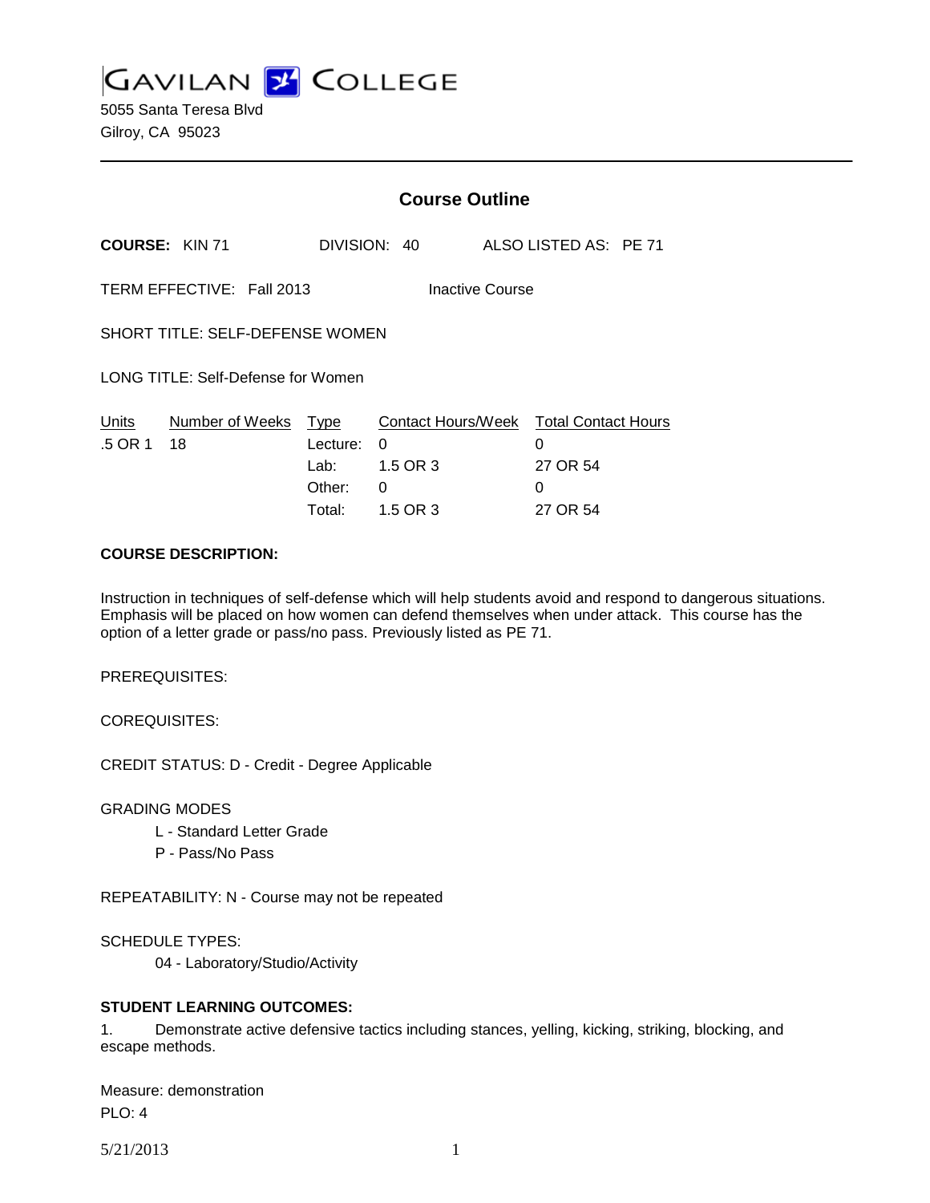# GAVILAN COLLEGE

5055 Santa Teresa Blvd
Gilroy, CA 95023

---

## Course Outline

**COURSE:** KIN 71 DIVISION: 40 ALSO LISTED AS: PE 71

TERM EFFECTIVE: Fall 2013 Inactive Course

SHORT TITLE: SELF-DEFENSE WOMEN

LONG TITLE: Self-Defense for Women

| Units | Number of Weeks | Type | Contact Hours/Week | Total Contact Hours |
|---|---|---|---|---|
| .5 OR 1 | 18 | Lecture: | 0 | 0 |
| | | Lab: | 1.5 OR 3 | 27 OR 54 |
| | | Other: | 0 | 0 |
| | | Total: | 1.5 OR 3 | 27 OR 54 |

**COURSE DESCRIPTION:**

Instruction in techniques of self-defense which will help students avoid and respond to dangerous situations. Emphasis will be placed on how women can defend themselves when under attack. This course has the option of a letter grade or pass/no pass. Previously listed as PE 71.

PREREQUISITES:

COREQUISITES:

CREDIT STATUS: D - Credit - Degree Applicable

GRADING MODES

L - Standard Letter Grade
P - Pass/No Pass

REPEATABILITY: N - Course may not be repeated

SCHEDULE TYPES:

04 - Laboratory/Studio/Activity

**STUDENT LEARNING OUTCOMES:**

1. Demonstrate active defensive tactics including stances, yelling, kicking, striking, blocking, and escape methods.

Measure: demonstration
PLO: 4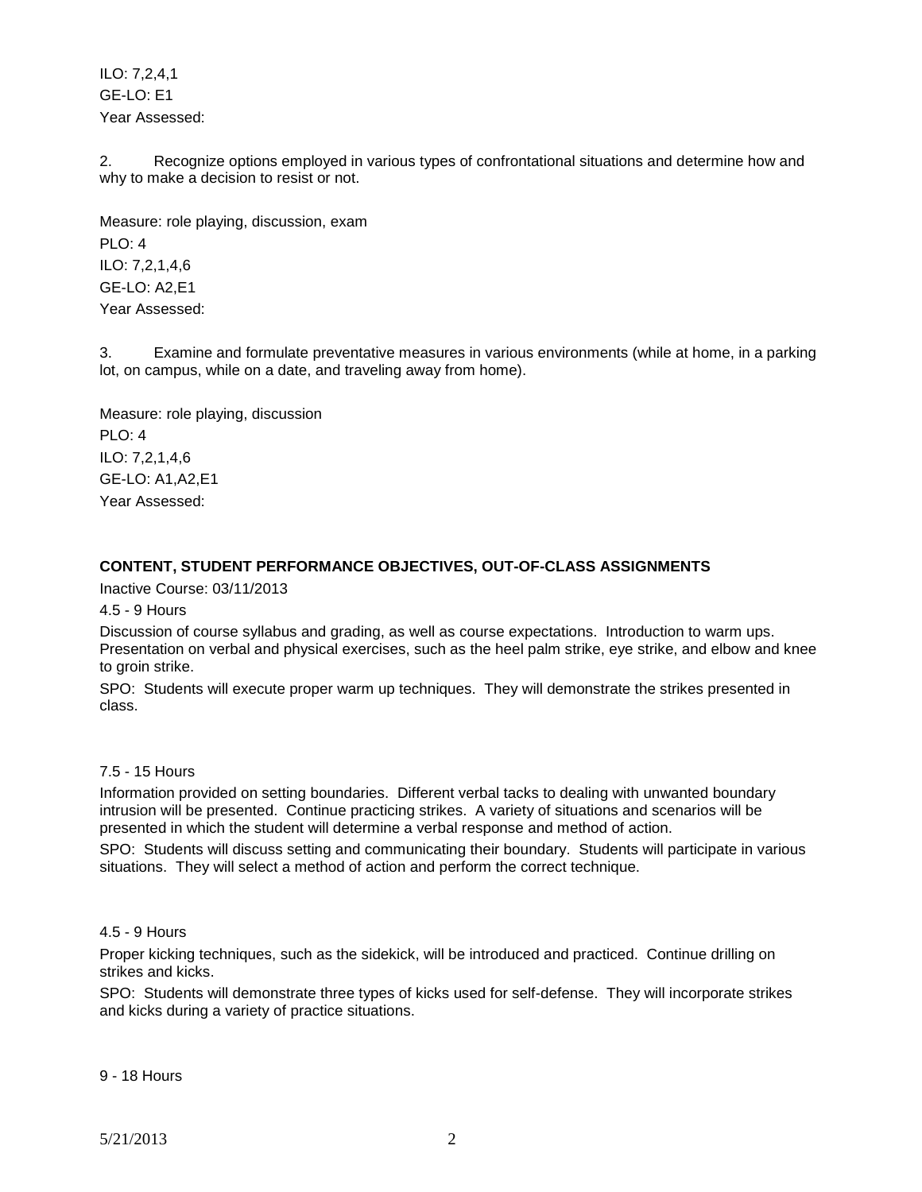ILO: 7,2,4,1
GE-LO: E1
Year Assessed:

2. Recognize options employed in various types of confrontational situations and determine how and why to make a decision to resist or not.

Measure: role playing, discussion, exam
PLO: 4
ILO: 7,2,1,4,6
GE-LO: A2,E1
Year Assessed:

3. Examine and formulate preventative measures in various environments (while at home, in a parking lot, on campus, while on a date, and traveling away from home).

Measure: role playing, discussion
PLO: 4
ILO: 7,2,1,4,6
GE-LO: A1,A2,E1
Year Assessed:

**CONTENT, STUDENT PERFORMANCE OBJECTIVES, OUT-OF-CLASS ASSIGNMENTS**

Inactive Course: 03/11/2013

4.5 - 9 Hours

Discussion of course syllabus and grading, as well as course expectations. Introduction to warm ups. Presentation on verbal and physical exercises, such as the heel palm strike, eye strike, and elbow and knee to groin strike.

SPO: Students will execute proper warm up techniques. They will demonstrate the strikes presented in class.

7.5 - 15 Hours

Information provided on setting boundaries. Different verbal tacks to dealing with unwanted boundary intrusion will be presented. Continue practicing strikes. A variety of situations and scenarios will be presented in which the student will determine a verbal response and method of action.

SPO: Students will discuss setting and communicating their boundary. Students will participate in various situations. They will select a method of action and perform the correct technique.

4.5 - 9 Hours

Proper kicking techniques, such as the sidekick, will be introduced and practiced. Continue drilling on strikes and kicks.

SPO: Students will demonstrate three types of kicks used for self-defense. They will incorporate strikes and kicks during a variety of practice situations.

9 - 18 Hours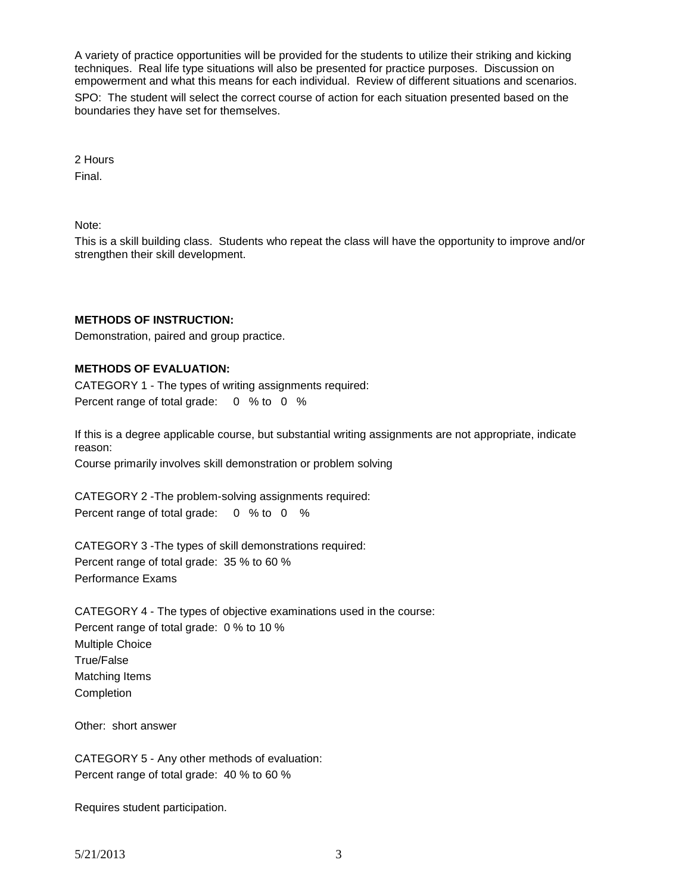A variety of practice opportunities will be provided for the students to utilize their striking and kicking techniques. Real life type situations will also be presented for practice purposes. Discussion on empowerment and what this means for each individual. Review of different situations and scenarios.

SPO: The student will select the correct course of action for each situation presented based on the boundaries they have set for themselves.

2 Hours

Final.

Note:

This is a skill building class. Students who repeat the class will have the opportunity to improve and/or strengthen their skill development.

**METHODS OF INSTRUCTION:**

Demonstration, paired and group practice.

**METHODS OF EVALUATION:**

CATEGORY 1 - The types of writing assignments required:
Percent range of total grade: 0 % to 0 %

If this is a degree applicable course, but substantial writing assignments are not appropriate, indicate reason:
Course primarily involves skill demonstration or problem solving

CATEGORY 2 -The problem-solving assignments required:
Percent range of total grade: 0 % to 0 %

CATEGORY 3 -The types of skill demonstrations required:
Percent range of total grade: 35 % to 60 %
Performance Exams

CATEGORY 4 - The types of objective examinations used in the course:
Percent range of total grade: 0 % to 10 %
Multiple Choice
True/False
Matching Items
Completion

Other: short answer

CATEGORY 5 - Any other methods of evaluation:
Percent range of total grade: 40 % to 60 %

Requires student participation.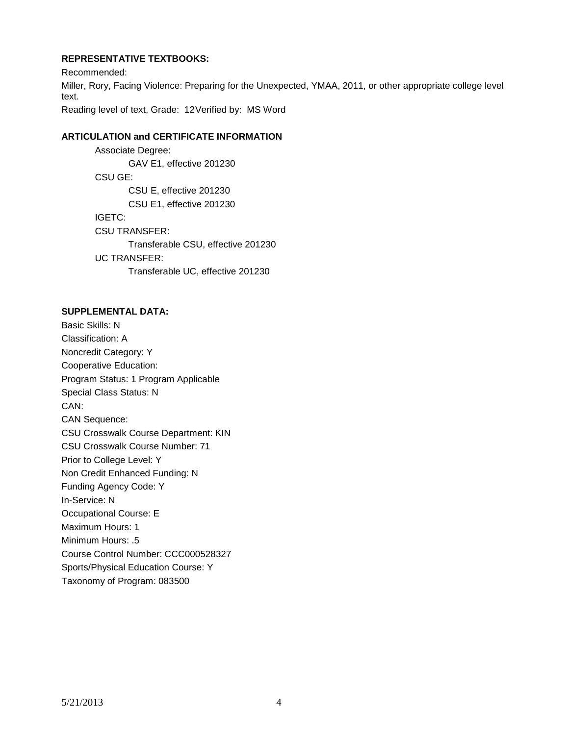**REPRESENTATIVE TEXTBOOKS:**

Recommended:

Miller, Rory, Facing Violence: Preparing for the Unexpected, YMAA, 2011, or other appropriate college level text.

Reading level of text, Grade: 12Verified by: MS Word

**ARTICULATION and CERTIFICATE INFORMATION**

Associate Degree:

GAV E1, effective 201230

CSU GE:

CSU E, effective 201230

CSU E1, effective 201230

IGETC:

CSU TRANSFER:

Transferable CSU, effective 201230

UC TRANSFER:

Transferable UC, effective 201230

**SUPPLEMENTAL DATA:**

Basic Skills: N

Classification: A

Noncredit Category: Y

Cooperative Education:

Program Status: 1 Program Applicable

Special Class Status: N

CAN:

CAN Sequence:

CSU Crosswalk Course Department: KIN

CSU Crosswalk Course Number: 71

Prior to College Level: Y

Non Credit Enhanced Funding: N

Funding Agency Code: Y

In-Service: N

Occupational Course: E

Maximum Hours: 1

Minimum Hours: .5

Course Control Number: CCC000528327

Sports/Physical Education Course: Y

Taxonomy of Program: 083500